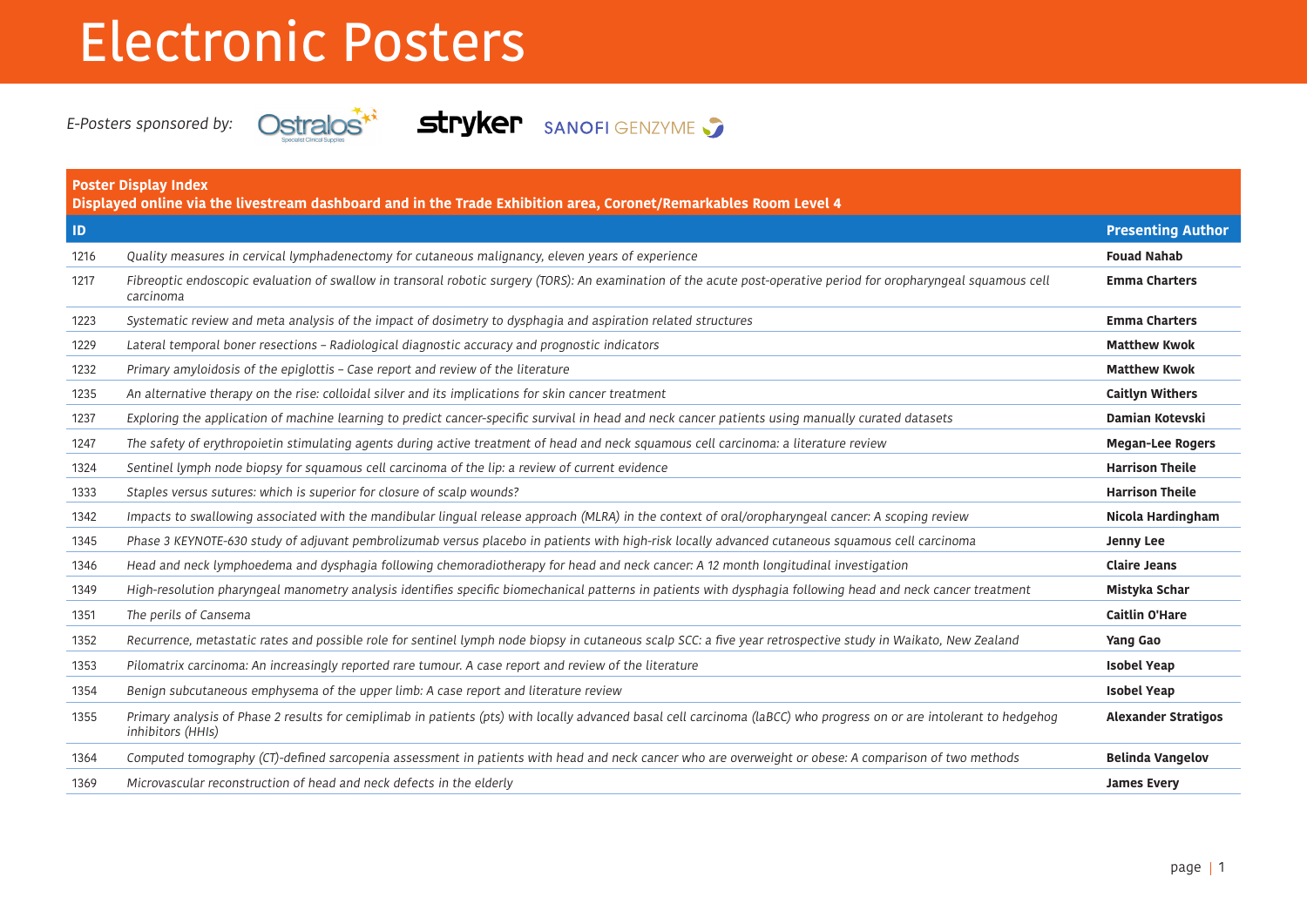# Electronic Posters

*E-Posters sponsored by:* Ostralos, stryker, SANOFI GENZYME

**Poster Display Index**
**Displayed online via the livestream dashboard and in the Trade Exhibition area, Coronet/Remarkables Room Level 4**

| ID | | Presenting Author |
|---|---|---|
| 1216 | *Quality measures in cervical lymphadenectomy for cutaneous malignancy, eleven years of experience* | **Fouad Nahab** |
| 1217 | *Fibreoptic endoscopic evaluation of swallow in transoral robotic surgery (TORS): An examination of the acute post-operative period for oropharyngeal squamous cell carcinoma* | **Emma Charters** |
| 1223 | *Systematic review and meta analysis of the impact of dosimetry to dysphagia and aspiration related structures* | **Emma Charters** |
| 1229 | *Lateral temporal boner resections – Radiological diagnostic accuracy and prognostic indicators* | **Matthew Kwok** |
| 1232 | *Primary amyloidosis of the epiglottis – Case report and review of the literature* | **Matthew Kwok** |
| 1235 | *An alternative therapy on the rise: colloidal silver and its implications for skin cancer treatment* | **Caitlyn Withers** |
| 1237 | *Exploring the application of machine learning to predict cancer-specific survival in head and neck cancer patients using manually curated datasets* | **Damian Kotevski** |
| 1247 | *The safety of erythropoietin stimulating agents during active treatment of head and neck squamous cell carcinoma: a literature review* | **Megan-Lee Rogers** |
| 1324 | *Sentinel lymph node biopsy for squamous cell carcinoma of the lip: a review of current evidence* | **Harrison Theile** |
| 1333 | *Staples versus sutures: which is superior for closure of scalp wounds?* | **Harrison Theile** |
| 1342 | *Impacts to swallowing associated with the mandibular lingual release approach (MLRA) in the context of oral/oropharyngeal cancer: A scoping review* | **Nicola Hardingham** |
| 1345 | *Phase 3 KEYNOTE-630 study of adjuvant pembrolizumab versus placebo in patients with high-risk locally advanced cutaneous squamous cell carcinoma* | **Jenny Lee** |
| 1346 | *Head and neck lymphoedema and dysphagia following chemoradiotherapy for head and neck cancer: A 12 month longitudinal investigation* | **Claire Jeans** |
| 1349 | *High-resolution pharyngeal manometry analysis identifies specific biomechanical patterns in patients with dysphagia following head and neck cancer treatment* | **Mistyka Schar** |
| 1351 | *The perils of Cansema* | **Caitlin O'Hare** |
| 1352 | *Recurrence, metastatic rates and possible role for sentinel lymph node biopsy in cutaneous scalp SCC: a five year retrospective study in Waikato, New Zealand* | **Yang Gao** |
| 1353 | *Pilomatrix carcinoma: An increasingly reported rare tumour. A case report and review of the literature* | **Isobel Yeap** |
| 1354 | *Benign subcutaneous emphysema of the upper limb: A case report and literature review* | **Isobel Yeap** |
| 1355 | *Primary analysis of Phase 2 results for cemiplimab in patients (pts) with locally advanced basal cell carcinoma (laBCC) who progress on or are intolerant to hedgehog inhibitors (HHIs)* | **Alexander Stratigos** |
| 1364 | *Computed tomography (CT)-defined sarcopenia assessment in patients with head and neck cancer who are overweight or obese: A comparison of two methods* | **Belinda Vangelov** |
| 1369 | *Microvascular reconstruction of head and neck defects in the elderly* | **James Every** |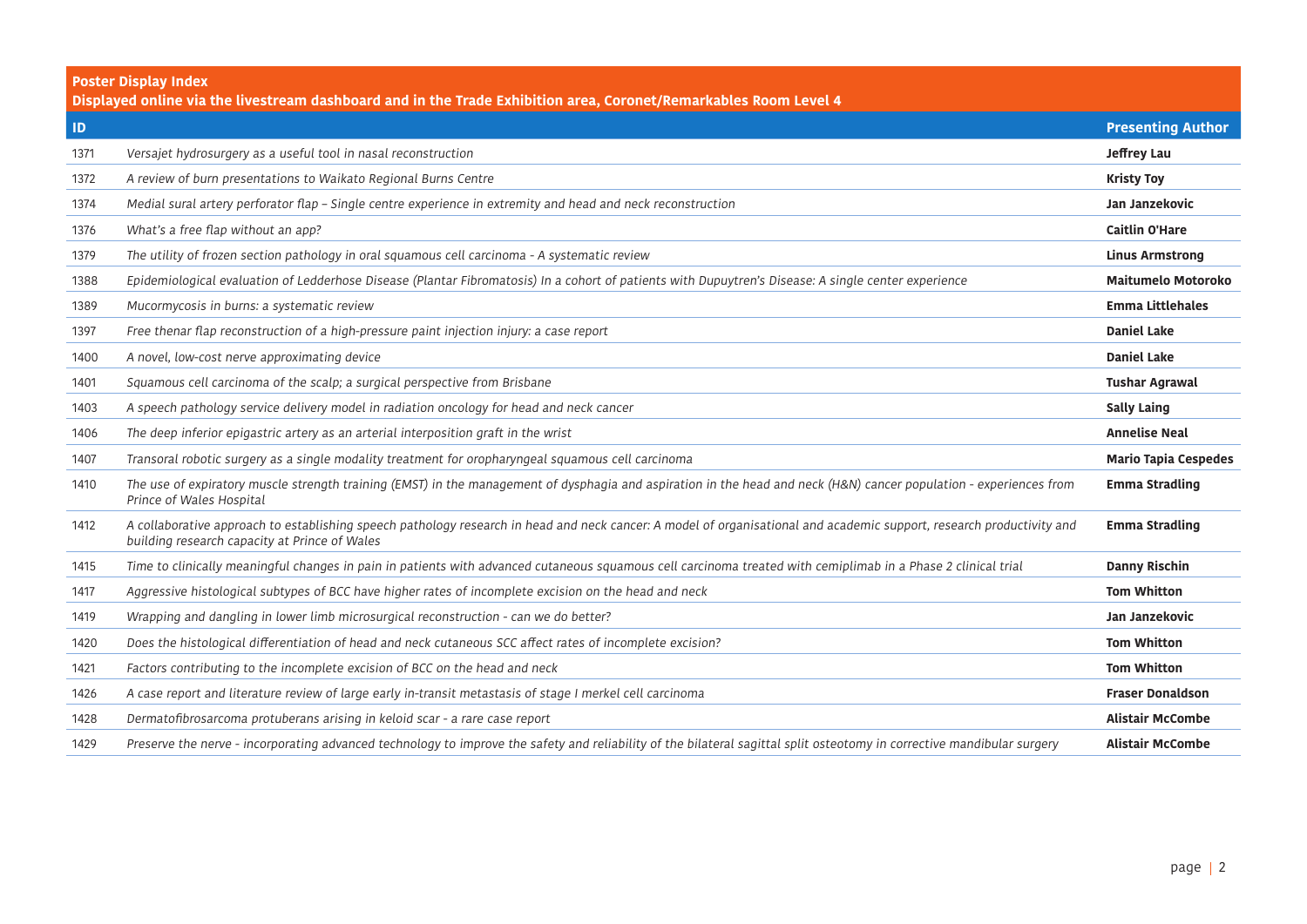**Poster Display Index**
**Displayed online via the livestream dashboard and in the Trade Exhibition area, Coronet/Remarkables Room Level 4**

| ID | | Presenting Author |
|---|---|---|
| 1371 | *Versajet hydrosurgery as a useful tool in nasal reconstruction* | **Jeffrey Lau** |
| 1372 | *A review of burn presentations to Waikato Regional Burns Centre* | **Kristy Toy** |
| 1374 | *Medial sural artery perforator flap – Single centre experience in extremity and head and neck reconstruction* | **Jan Janzekovic** |
| 1376 | *What's a free flap without an app?* | **Caitlin O'Hare** |
| 1379 | *The utility of frozen section pathology in oral squamous cell carcinoma - A systematic review* | **Linus Armstrong** |
| 1388 | *Epidemiological evaluation of Ledderhose Disease (Plantar Fibromatosis) In a cohort of patients with Dupuytren's Disease: A single center experience* | **Maitumelo Motoroko** |
| 1389 | *Mucormycosis in burns: a systematic review* | **Emma Littlehales** |
| 1397 | *Free thenar flap reconstruction of a high-pressure paint injection injury: a case report* | **Daniel Lake** |
| 1400 | *A novel, low-cost nerve approximating device* | **Daniel Lake** |
| 1401 | *Squamous cell carcinoma of the scalp; a surgical perspective from Brisbane* | **Tushar Agrawal** |
| 1403 | *A speech pathology service delivery model in radiation oncology for head and neck cancer* | **Sally Laing** |
| 1406 | *The deep inferior epigastric artery as an arterial interposition graft in the wrist* | **Annelise Neal** |
| 1407 | *Transoral robotic surgery as a single modality treatment for oropharyngeal squamous cell carcinoma* | **Mario Tapia Cespedes** |
| 1410 | *The use of expiratory muscle strength training (EMST) in the management of dysphagia and aspiration in the head and neck (H&N) cancer population - experiences from Prince of Wales Hospital* | **Emma Stradling** |
| 1412 | *A collaborative approach to establishing speech pathology research in head and neck cancer: A model of organisational and academic support, research productivity and building research capacity at Prince of Wales* | **Emma Stradling** |
| 1415 | *Time to clinically meaningful changes in pain in patients with advanced cutaneous squamous cell carcinoma treated with cemiplimab in a Phase 2 clinical trial* | **Danny Rischin** |
| 1417 | *Aggressive histological subtypes of BCC have higher rates of incomplete excision on the head and neck* | **Tom Whitton** |
| 1419 | *Wrapping and dangling in lower limb microsurgical reconstruction - can we do better?* | **Jan Janzekovic** |
| 1420 | *Does the histological differentiation of head and neck cutaneous SCC affect rates of incomplete excision?* | **Tom Whitton** |
| 1421 | *Factors contributing to the incomplete excision of BCC on the head and neck* | **Tom Whitton** |
| 1426 | *A case report and literature review of large early in-transit metastasis of stage I merkel cell carcinoma* | **Fraser Donaldson** |
| 1428 | *Dermatofibrosarcoma protuberans arising in keloid scar - a rare case report* | **Alistair McCombe** |
| 1429 | *Preserve the nerve - incorporating advanced technology to improve the safety and reliability of the bilateral sagittal split osteotomy in corrective mandibular surgery* | **Alistair McCombe** |